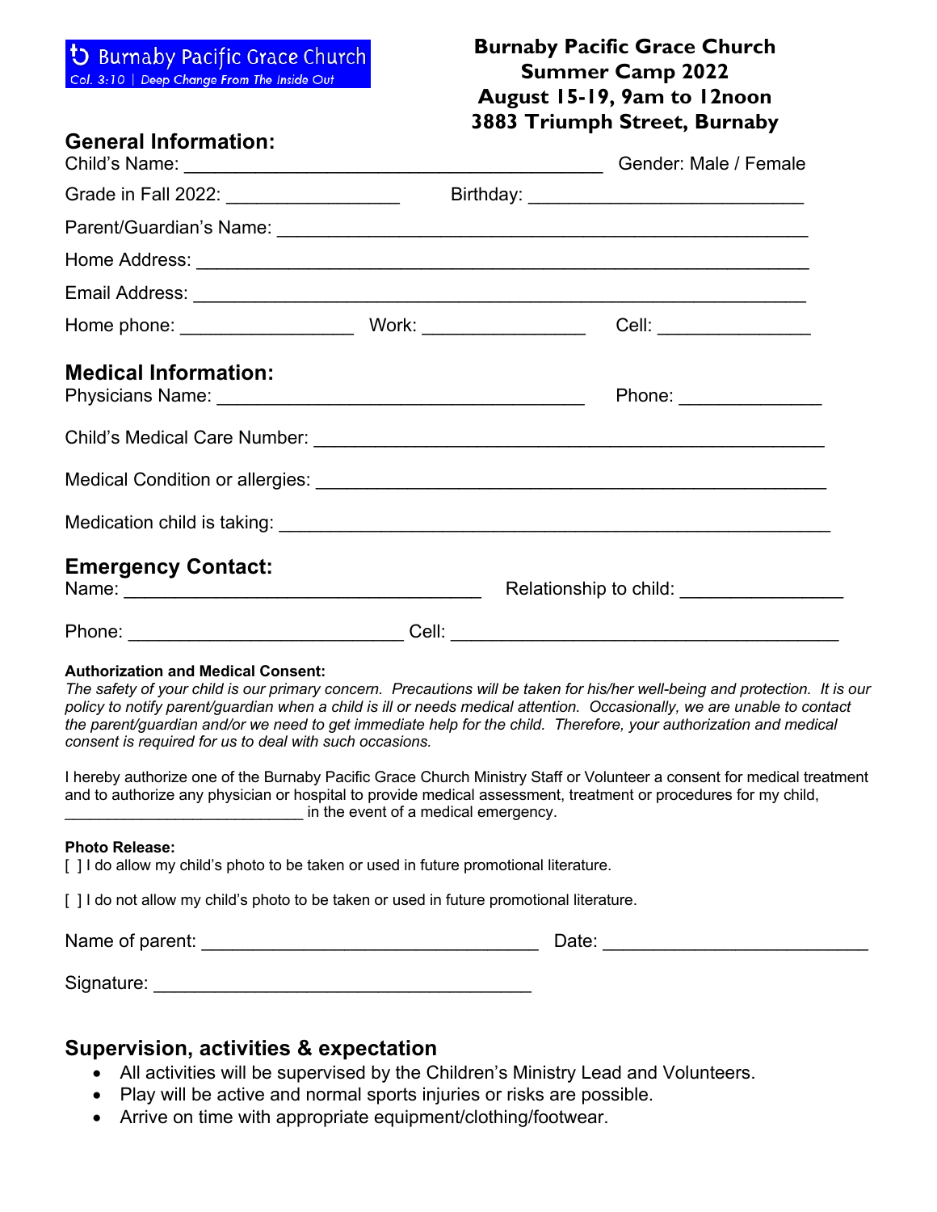Burnaby Pacific Grace Church
Col. 3:10 | Deep Change From The Inside Out

**Burnaby Pacific Grace Church**
**Summer Camp 2022**
**August 15-19, 9am to 12noon**
**3883 Triumph Street, Burnaby**

## General Information:

Child's Name: ________________________________________ Gender: Male / Female

Grade in Fall 2022: _________________ Birthday: ___________________________

Parent/Guardian's Name: ____________________________________________________

Home Address: ____________________________________________________________

Email Address: ____________________________________________________________

Home phone: _________________ Work: ________________ Cell: _______________

## Medical Information:

Physicians Name: ____________________________________ Phone: ______________

Child's Medical Care Number: ________________________________________________

Medical Condition or allergies: ______________________________________________

Medication child is taking: _________________________________________________

## Emergency Contact:

Name: ___________________________________ Relationship to child: ________________

Phone: ___________________________ Cell: ______________________________________

**Authorization and Medical Consent:**

*The safety of your child is our primary concern. Precautions will be taken for his/her well-being and protection. It is our policy to notify parent/guardian when a child is ill or needs medical attention. Occasionally, we are unable to contact the parent/guardian and/or we need to get immediate help for the child. Therefore, your authorization and medical consent is required for us to deal with such occasions.*

I hereby authorize one of the Burnaby Pacific Grace Church Ministry Staff or Volunteer a consent for medical treatment and to authorize any physician or hospital to provide medical assessment, treatment or procedures for my child, ___________________________ in the event of a medical emergency.

**Photo Release:**

[ ] I do allow my child's photo to be taken or used in future promotional literature.

[ ] I do not allow my child's photo to be taken or used in future promotional literature.

Name of parent: _________________________________ Date: __________________________

Signature: _____________________________________

## Supervision, activities & expectation

- All activities will be supervised by the Children's Ministry Lead and Volunteers.
- Play will be active and normal sports injuries or risks are possible.
- Arrive on time with appropriate equipment/clothing/footwear.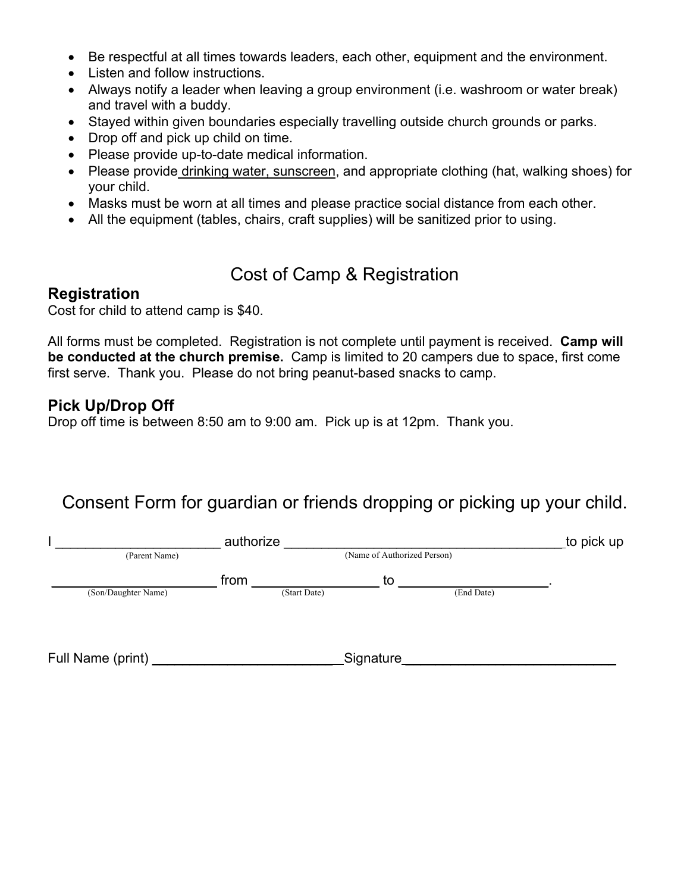- Be respectful at all times towards leaders, each other, equipment and the environment.
- Listen and follow instructions.
- Always notify a leader when leaving a group environment (i.e. washroom or water break) and travel with a buddy.
- Stayed within given boundaries especially travelling outside church grounds or parks.
- Drop off and pick up child on time.
- Please provide up-to-date medical information.
- Please provide drinking water, sunscreen, and appropriate clothing (hat, walking shoes) for your child.
- Masks must be worn at all times and please practice social distance from each other.
- All the equipment (tables, chairs, craft supplies) will be sanitized prior to using.

## Cost of Camp & Registration

### Registration

Cost for child to attend camp is $40.

All forms must be completed. Registration is not complete until payment is received. **Camp will be conducted at the church premise.** Camp is limited to 20 campers due to space, first come first serve. Thank you. Please do not bring peanut-based snacks to camp.

### Pick Up/Drop Off

Drop off time is between 8:50 am to 9:00 am. Pick up is at 12pm. Thank you.

## Consent Form for guardian or friends dropping or picking up your child.

I ______________________ authorize ________________________________________ to pick up
(Parent Name) (Name of Authorized Person)

______________________ from _________________ to ____________________.
(Son/Daughter Name) (Start Date) (End Date)

Full Name (print) __________________________ Signature_____________________________